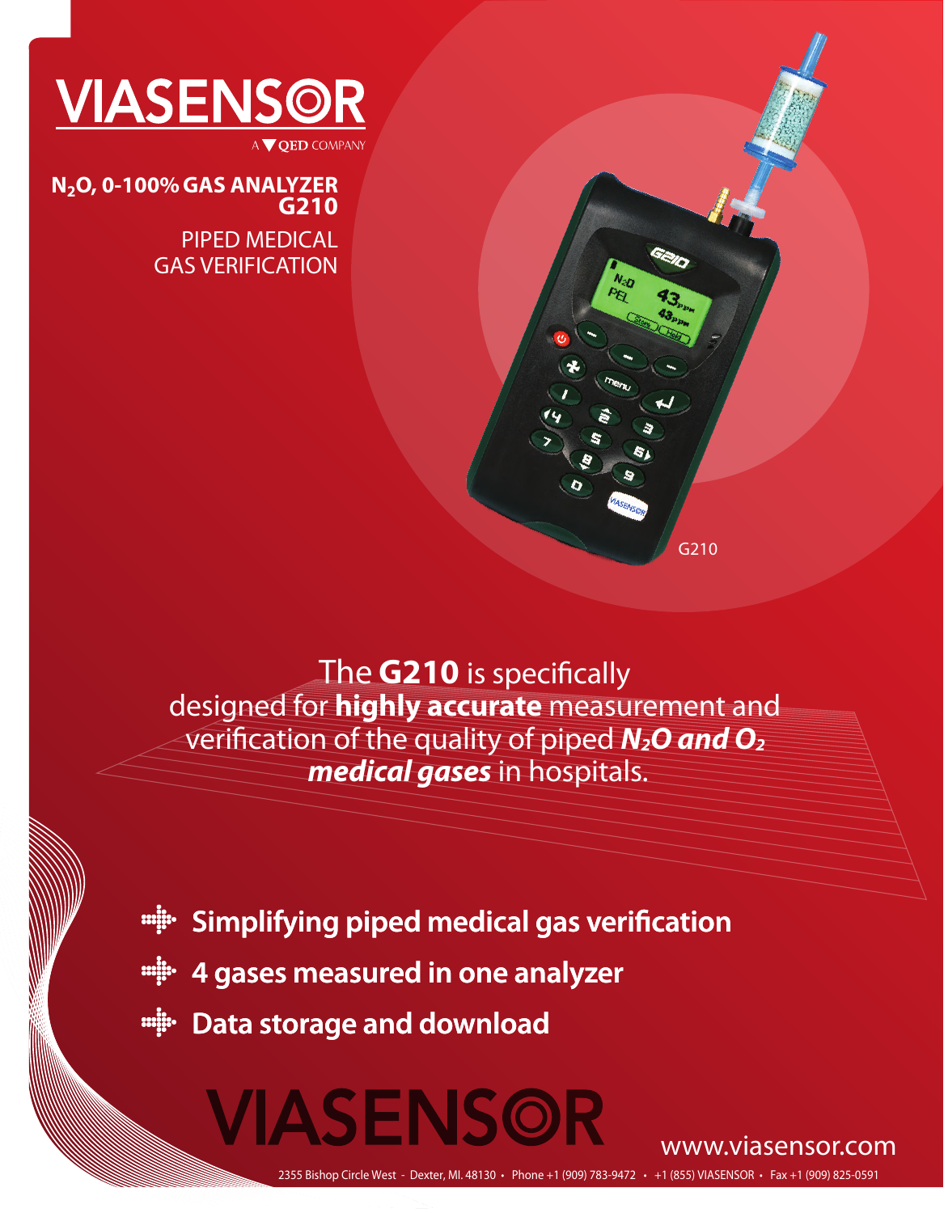# VIASENSOR

A QED COMPANY

## $N_2O$, 0-100% GAS ANALYZER G210

PIPED MEDICAL GAS VERIFICATION

G210

The **G210** is specifically designed for **highly accurate** measurement and verification of the quality of piped ***$N_2O$ and $O_2$ medical gases*** in hospitals.

- **Simplifying piped medical gas verification**
- **4 gases measured in one analyzer**
- **Data storage and download**

VIASENSOR

www.viasensor.com

2355 Bishop Circle West - Dexter, MI. 48130 • Phone +1 (909) 783-9472 • +1 (855) VIASENSOR • Fax +1 (909) 825-0591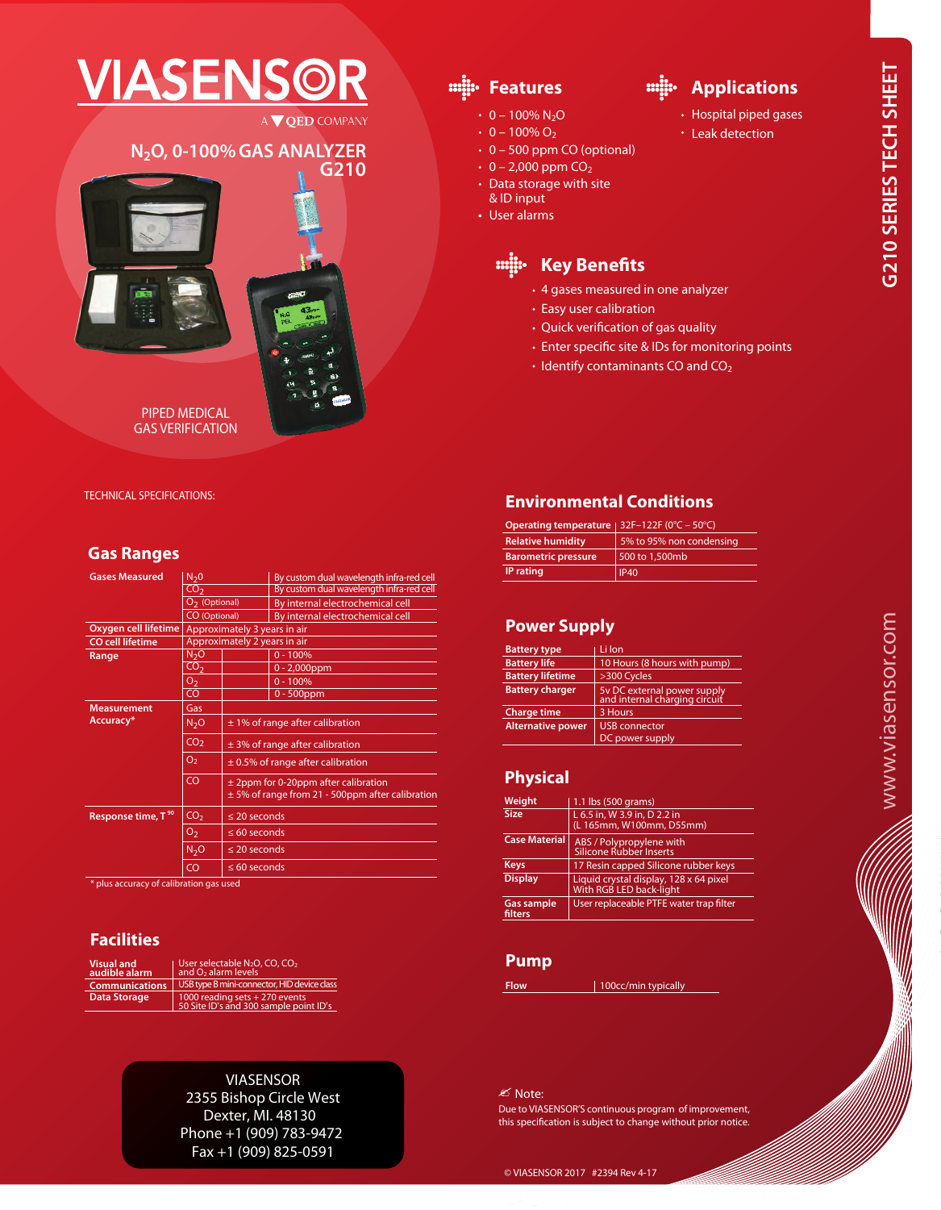# VIASENSOR

A QED COMPANY

## $N_2O$, 0-100% GAS ANALYZER G210

PIPED MEDICAL GAS VERIFICATION

G210 SERIES TECH SHEET

## Features

- 0 – 100% $N_2O$
- 0 – 100% $O_2$
- 0 – 500 ppm CO (optional)
- 0 – 2,000 ppm $CO_2$
- Data storage with site & ID input
- User alarms

## Applications

- Hospital piped gases
- Leak detection

## Key Benefits

- 4 gases measured in one analyzer
- Easy user calibration
- Quick verification of gas quality
- Enter specific site & IDs for monitoring points
- Identify contaminants CO and $CO_2$

TECHNICAL SPECIFICATIONS:

## Gas Ranges

| | | |
|---|---|---|
| **Gases Measured** | $N_2O$ | By custom dual wavelength infra-red cell |
| | $CO_2$ | By custom dual wavelength infra-red cell |
| | $O_2$ (Optional) | By internal electrochemical cell |
| | CO (Optional) | By internal electrochemical cell |
| **Oxygen cell lifetime** | Approximately 3 years in air | |
| **CO cell lifetime** | Approximately 2 years in air | |
| **Range** | $N_2O$ | 0 - 100% |
| | $CO_2$ | 0 - 2,000ppm |
| | $O_2$ | 0 - 100% |
| | CO | 0 - 500ppm |
| **Measurement Accuracy*** | Gas | |
| | $N_2O$ | ± 1% of range after calibration |
| | $CO_2$ | ± 3% of range after calibration |
| | $O_2$ | ± 0.5% of range after calibration |
| | CO | ± 2ppm for 0-20ppm after calibration<br>± 5% of range from 21 - 500ppm after calibration |
| **Response time, $T^{90}$** | $CO_2$ | ≤ 20 seconds |
| | $O_2$ | ≤ 60 seconds |
| | $N_2O$ | ≤ 20 seconds |
| | CO | ≤ 60 seconds |

\* plus accuracy of calibration gas used

## Facilities

| | |
|---|---|
| **Visual and audible alarm** | User selectable $N_2O$, CO, $CO_2$ and $O_2$ alarm levels |
| **Communications** | USB type B mini-connector, HID device class |
| **Data Storage** | 1000 reading sets + 270 events<br>50 Site ID's and 300 sample point ID's |

## Environmental Conditions

| | |
|---|---|
| **Operating temperature** | 32F–122F (0°C – 50°C) |
| **Relative humidity** | 5% to 95% non condensing |
| **Barometric pressure** | 500 to 1,500mb |
| **IP rating** | IP40 |

## Power Supply

| | |
|---|---|
| **Battery type** | Li Ion |
| **Battery life** | 10 Hours (8 hours with pump) |
| **Battery lifetime** | >300 Cycles |
| **Battery charger** | 5v DC external power supply and internal charging circuit |
| **Charge time** | 3 Hours |
| **Alternative power** | USB connector<br>DC power supply |

## Physical

| | |
|---|---|
| **Weight** | 1.1 lbs (500 grams) |
| **Size** | L 6.5 in, W 3.9 in, D 2.2 in<br>(L 165mm, W100mm, D55mm) |
| **Case Material** | ABS / Polypropylene with Silicone Rubber Inserts |
| **Keys** | 17 Resin capped Silicone rubber keys |
| **Display** | Liquid crystal display, 128 x 64 pixel With RGB LED back-light |
| **Gas sample filters** | User replaceable PTFE water trap filter |

## Pump

| | |
|---|---|
| **Flow** | 100cc/min typically |

VIASENSOR
2355 Bishop Circle West
Dexter, MI. 48130
Phone +1 (909) 783-9472
Fax +1 (909) 825-0591

✍ Note:
Due to VIASENSOR'S continuous program of improvement, this specification is subject to change without prior notice.

www.viasensor.com

© VIASENSOR 2017 #2394 Rev 4-17